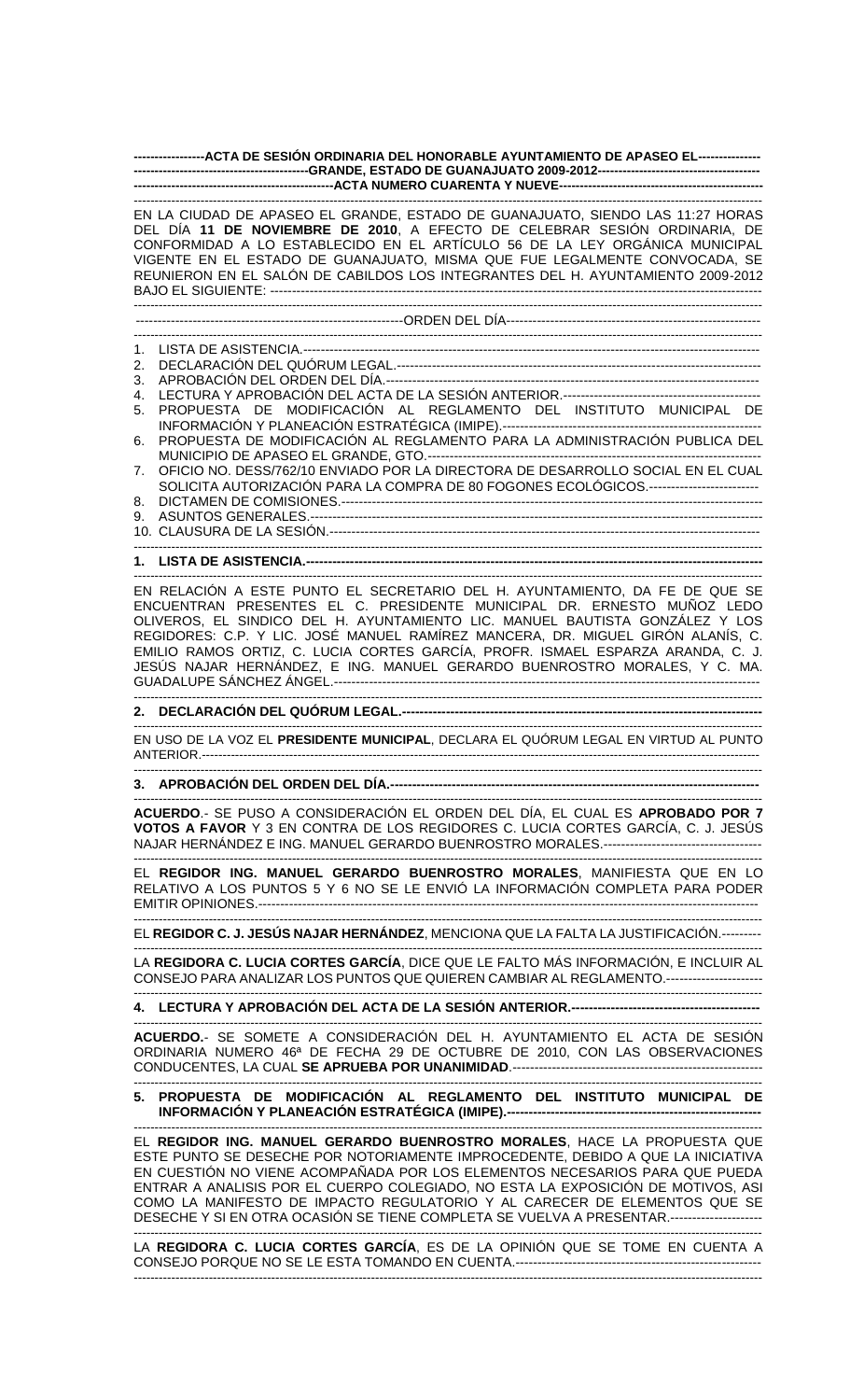**ACTA DE SESIÓN ORDINARIA DEL HONORABLE AYUNTAMIENTO DE APASEO EL GRANDE, ESTADO DE GUANAJUATO 2009-2012**

**ACTA NUMERO CUARENTA Y NUEVE**

EN LA CIUDAD DE APASEO EL GRANDE, ESTADO DE GUANAJUATO, SIENDO LAS 11:27 HORAS DEL DÍA **11 DE NOVIEMBRE DE 2010**, A EFECTO DE CELEBRAR SESIÓN ORDINARIA, DE CONFORMIDAD A LO ESTABLECIDO EN EL ARTÍCULO 56 DE LA LEY ORGÁNICA MUNICIPAL VIGENTE EN EL ESTADO DE GUANAJUATO, MISMA QUE FUE LEGALMENTE CONVOCADA, SE REUNIERON EN EL SALÓN DE CABILDOS LOS INTEGRANTES DEL H. AYUNTAMIENTO 2009-2012 BAJO EL SIGUIENTE:

ORDEN DEL DÍA

1. LISTA DE ASISTENCIA.
2. DECLARACIÓN DEL QUÓRUM LEGAL.
3. APROBACIÓN DEL ORDEN DEL DÍA.
4. LECTURA Y APROBACIÓN DEL ACTA DE LA SESIÓN ANTERIOR.
5. PROPUESTA DE MODIFICACIÓN AL REGLAMENTO DEL INSTITUTO MUNICIPAL DE INFORMACIÓN Y PLANEACIÓN ESTRATÉGICA (IMIPE).
6. PROPUESTA DE MODIFICACIÓN AL REGLAMENTO PARA LA ADMINISTRACIÓN PUBLICA DEL MUNICIPIO DE APASEO EL GRANDE, GTO.
7. OFICIO NO. DESS/762/10 ENVIADO POR LA DIRECTORA DE DESARROLLO SOCIAL EN EL CUAL SOLICITA AUTORIZACIÓN PARA LA COMPRA DE 80 FOGONES ECOLÓGICOS.
8. DICTAMEN DE COMISIONES.
9. ASUNTOS GENERALES.
10. CLAUSURA DE LA SESIÓN.

**1. LISTA DE ASISTENCIA.**

EN RELACIÓN A ESTE PUNTO EL SECRETARIO DEL H. AYUNTAMIENTO, DA FE DE QUE SE ENCUENTRAN PRESENTES EL C. PRESIDENTE MUNICIPAL DR. ERNESTO MUÑOZ LEDO OLIVEROS, EL SINDICO DEL H. AYUNTAMIENTO LIC. MANUEL BAUTISTA GONZÁLEZ Y LOS REGIDORES: C.P. Y LIC. JOSÉ MANUEL RAMÍREZ MANCERA, DR. MIGUEL GIRÓN ALANÍS, C. EMILIO RAMOS ORTIZ, C. LUCIA CORTES GARCÍA, PROFR. ISMAEL ESPARZA ARANDA, C. J. JESÚS NAJAR HERNÁNDEZ, E ING. MANUEL GERARDO BUENROSTRO MORALES, Y C. MA. GUADALUPE SÁNCHEZ ÁNGEL.

**2. DECLARACIÓN DEL QUÓRUM LEGAL.**

EN USO DE LA VOZ EL **PRESIDENTE MUNICIPAL**, DECLARA EL QUÓRUM LEGAL EN VIRTUD AL PUNTO ANTERIOR.

**3. APROBACIÓN DEL ORDEN DEL DÍA.**

**ACUERDO**.- SE PUSO A CONSIDERACIÓN EL ORDEN DEL DÍA, EL CUAL ES **APROBADO POR 7 VOTOS A FAVOR** Y 3 EN CONTRA DE LOS REGIDORES C. LUCIA CORTES GARCÍA, C. J. JESÚS NAJAR HERNÁNDEZ E ING. MANUEL GERARDO BUENROSTRO MORALES.

EL **REGIDOR ING. MANUEL GERARDO BUENROSTRO MORALES**, MANIFIESTA QUE EN LO RELATIVO A LOS PUNTOS 5 Y 6 NO SE LE ENVIÓ LA INFORMACIÓN COMPLETA PARA PODER EMITIR OPINIONES.

EL **REGIDOR C. J. JESÚS NAJAR HERNÁNDEZ**, MENCIONA QUE LA FALTA LA JUSTIFICACIÓN.

LA **REGIDORA C. LUCIA CORTES GARCÍA**, DICE QUE LE FALTO MÁS INFORMACIÓN, E INCLUIR AL CONSEJO PARA ANALIZAR LOS PUNTOS QUE QUIEREN CAMBIAR AL REGLAMENTO.

**4. LECTURA Y APROBACIÓN DEL ACTA DE LA SESIÓN ANTERIOR.**

**ACUERDO.**- SE SOMETE A CONSIDERACIÓN DEL H. AYUNTAMIENTO EL ACTA DE SESIÓN ORDINARIA NUMERO 46ª DE FECHA 29 DE OCTUBRE DE 2010, CON LAS OBSERVACIONES CONDUCENTES, LA CUAL **SE APRUEBA POR UNANIMIDAD**.

**5. PROPUESTA DE MODIFICACIÓN AL REGLAMENTO DEL INSTITUTO MUNICIPAL DE INFORMACIÓN Y PLANEACIÓN ESTRATÉGICA (IMIPE).**

EL **REGIDOR ING. MANUEL GERARDO BUENROSTRO MORALES**, HACE LA PROPUESTA QUE ESTE PUNTO SE DESECHE POR NOTORIAMENTE IMPROCEDENTE, DEBIDO A QUE LA INICIATIVA EN CUESTIÓN NO VIENE ACOMPAÑADA POR LOS ELEMENTOS NECESARIOS PARA QUE PUEDA ENTRAR A ANALISIS POR EL CUERPO COLEGIADO, NO ESTA LA EXPOSICIÓN DE MOTIVOS, ASI COMO LA MANIFESTO DE IMPACTO REGULATORIO Y AL CARECER DE ELEMENTOS QUE SE DESECHE Y SI EN OTRA OCASIÓN SE TIENE COMPLETA SE VUELVA A PRESENTAR.

LA **REGIDORA C. LUCIA CORTES GARCÍA**, ES DE LA OPINIÓN QUE SE TOME EN CUENTA A CONSEJO PORQUE NO SE LE ESTA TOMANDO EN CUENTA.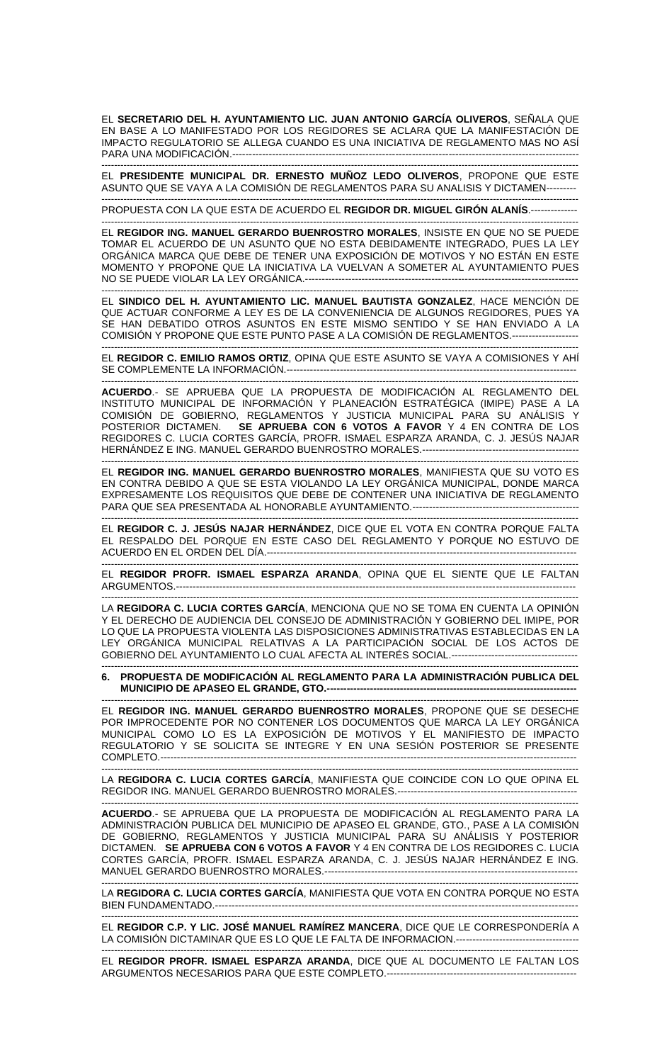EL **SECRETARIO DEL H. AYUNTAMIENTO LIC. JUAN ANTONIO GARCÍA OLIVEROS**, SEÑALA QUE EN BASE A LO MANIFESTADO POR LOS REGIDORES SE ACLARA QUE LA MANIFESTACIÓN DE IMPACTO REGULATORIO SE ALLEGA CUANDO ES UNA INICIATIVA DE REGLAMENTO MAS NO ASÍ PARA UNA MODIFICACIÓN.-----------------------------------------------------------------------------------------------------------

EL **PRESIDENTE MUNICIPAL DR. ERNESTO MUÑOZ LEDO OLIVEROS**, PROPONE QUE ESTE ASUNTO QUE SE VAYA A LA COMISIÓN DE REGLAMENTOS PARA SU ANALISIS Y DICTAMEN---------

PROPUESTA CON LA QUE ESTA DE ACUERDO EL **REGIDOR DR. MIGUEL GIRÓN ALANÍS**.--------------

EL **REGIDOR ING. MANUEL GERARDO BUENROSTRO MORALES**, INSISTE EN QUE NO SE PUEDE TOMAR EL ACUERDO DE UN ASUNTO QUE NO ESTA DEBIDAMENTE INTEGRADO, PUES LA LEY ORGÁNICA MARCA QUE DEBE DE TENER UNA EXPOSICIÓN DE MOTIVOS Y NO ESTÁN EN ESTE MOMENTO Y PROPONE QUE LA INICIATIVA LA VUELVAN A SOMETER AL AYUNTAMIENTO PUES NO SE PUEDE VIOLAR LA LEY ORGÁNICA.-------------------------------------------------------------------------------------

EL **SINDICO DEL H. AYUNTAMIENTO LIC. MANUEL BAUTISTA GONZALEZ**, HACE MENCIÓN DE QUE ACTUAR CONFORME A LEY ES DE LA CONVENIENCIA DE ALGUNOS REGIDORES, PUES YA SE HAN DEBATIDO OTROS ASUNTOS EN ESTE MISMO SENTIDO Y SE HAN ENVIADO A LA COMISIÓN Y PROPONE QUE ESTE PUNTO PASE A LA COMISIÓN DE REGLAMENTOS.--------------------

EL **REGIDOR C. EMILIO RAMOS ORTIZ**, OPINA QUE ESTE ASUNTO SE VAYA A COMISIONES Y AHÍ SE COMPLEMENTE LA INFORMACIÓN.-------------------------------------------------------------------------------------------

**ACUERDO**.- SE APRUEBA QUE LA PROPUESTA DE MODIFICACIÓN AL REGLAMENTO DEL INSTITUTO MUNICIPAL DE INFORMACIÓN Y PLANEACIÓN ESTRATÉGICA (IMIPE) PASE A LA COMISIÓN DE GOBIERNO, REGLAMENTOS Y JUSTICIA MUNICIPAL PARA SU ANÁLISIS Y POSTERIOR DICTAMEN. **SE APRUEBA CON 6 VOTOS A FAVOR** Y 4 EN CONTRA DE LOS REGIDORES C. LUCIA CORTES GARCÍA, PROFR. ISMAEL ESPARZA ARANDA, C. J. JESÚS NAJAR HERNÁNDEZ E ING. MANUEL GERARDO BUENROSTRO MORALES.----------------------------------------------

EL **REGIDOR ING. MANUEL GERARDO BUENROSTRO MORALES**, MANIFIESTA QUE SU VOTO ES EN CONTRA DEBIDO A QUE SE ESTA VIOLANDO LA LEY ORGÁNICA MUNICIPAL, DONDE MARCA EXPRESAMENTE LOS REQUISITOS QUE DEBE DE CONTENER UNA INICIATIVA DE REGLAMENTO PARA QUE SEA PRESENTADA AL HONORABLE AYUNTAMIENTO.-------------------------------------------------

EL **REGIDOR C. J. JESÚS NAJAR HERNÁNDEZ**, DICE QUE EL VOTA EN CONTRA PORQUE FALTA EL RESPALDO DEL PORQUE EN ESTE CASO DEL REGLAMENTO Y PORQUE NO ESTUVO DE ACUERDO EN EL ORDEN DEL DÍA.-------------------------------------------------------------------------------------------

EL **REGIDOR PROFR. ISMAEL ESPARZA ARANDA**, OPINA QUE EL SIENTE QUE LE FALTAN ARGUMENTOS.-------------------------------------------------------------------------------------------------------------

LA **REGIDORA C. LUCIA CORTES GARCÍA**, MENCIONA QUE NO SE TOMA EN CUENTA LA OPINIÓN Y EL DERECHO DE AUDIENCIA DEL CONSEJO DE ADMINISTRACIÓN Y GOBIERNO DEL IMIPE, POR LO QUE LA PROPUESTA VIOLENTA LAS DISPOSICIONES ADMINISTRATIVAS ESTABLECIDAS EN LA LEY ORGÁNICA MUNICIPAL RELATIVAS A LA PARTICIPACIÓN SOCIAL DE LOS ACTOS DE GOBIERNO DEL AYUNTAMIENTO LO CUAL AFECTA AL INTERÉS SOCIAL.-------------------------------------

**6. PROPUESTA DE MODIFICACIÓN AL REGLAMENTO PARA LA ADMINISTRACIÓN PUBLICA DEL MUNICIPIO DE APASEO EL GRANDE, GTO.----------------------------------------------------------------------------**

EL **REGIDOR ING. MANUEL GERARDO BUENROSTRO MORALES**, PROPONE QUE SE DESECHE POR IMPROCEDENTE POR NO CONTENER LOS DOCUMENTOS QUE MARCA LA LEY ORGÁNICA MUNICIPAL COMO LO ES LA EXPOSICIÓN DE MOTIVOS Y EL MANIFIESTO DE IMPACTO REGULATORIO Y SE SOLICITA SE INTEGRE Y EN UNA SESIÓN POSTERIOR SE PRESENTE COMPLETO.-------------------------------------------------------------------------------------------------------------------

LA **REGIDORA C. LUCIA CORTES GARCÍA**, MANIFIESTA QUE COINCIDE CON LO QUE OPINA EL REGIDOR ING. MANUEL GERARDO BUENROSTRO MORALES.-------------------------------------------------

**ACUERDO**.- SE APRUEBA QUE LA PROPUESTA DE MODIFICACIÓN AL REGLAMENTO PARA LA ADMINISTRACIÓN PUBLICA DEL MUNICIPIO DE APASEO EL GRANDE, GTO., PASE A LA COMISIÓN DE GOBIERNO, REGLAMENTOS Y JUSTICIA MUNICIPAL PARA SU ANÁLISIS Y POSTERIOR DICTAMEN. **SE APRUEBA CON 6 VOTOS A FAVOR** Y 4 EN CONTRA DE LOS REGIDORES C. LUCIA CORTES GARCÍA, PROFR. ISMAEL ESPARZA ARANDA, C. J. JESÚS NAJAR HERNÁNDEZ E ING. MANUEL GERARDO BUENROSTRO MORALES.-------------------------------------------------------------------------

LA **REGIDORA C. LUCIA CORTES GARCÍA**, MANIFIESTA QUE VOTA EN CONTRA PORQUE NO ESTA BIEN FUNDAMENTADO.-------------------------------------------------------------------------------------------------------

EL **REGIDOR C.P. Y LIC. JOSÉ MANUEL RAMÍREZ MANCERA**, DICE QUE LE CORRESPONDERÍA A LA COMISIÓN DICTAMINAR QUE ES LO QUE LE FALTA DE INFORMACION.-------------------------------------

EL **REGIDOR PROFR. ISMAEL ESPARZA ARANDA**, DICE QUE AL DOCUMENTO LE FALTAN LOS ARGUMENTOS NECESARIOS PARA QUE ESTE COMPLETO.---------------------------------------------------------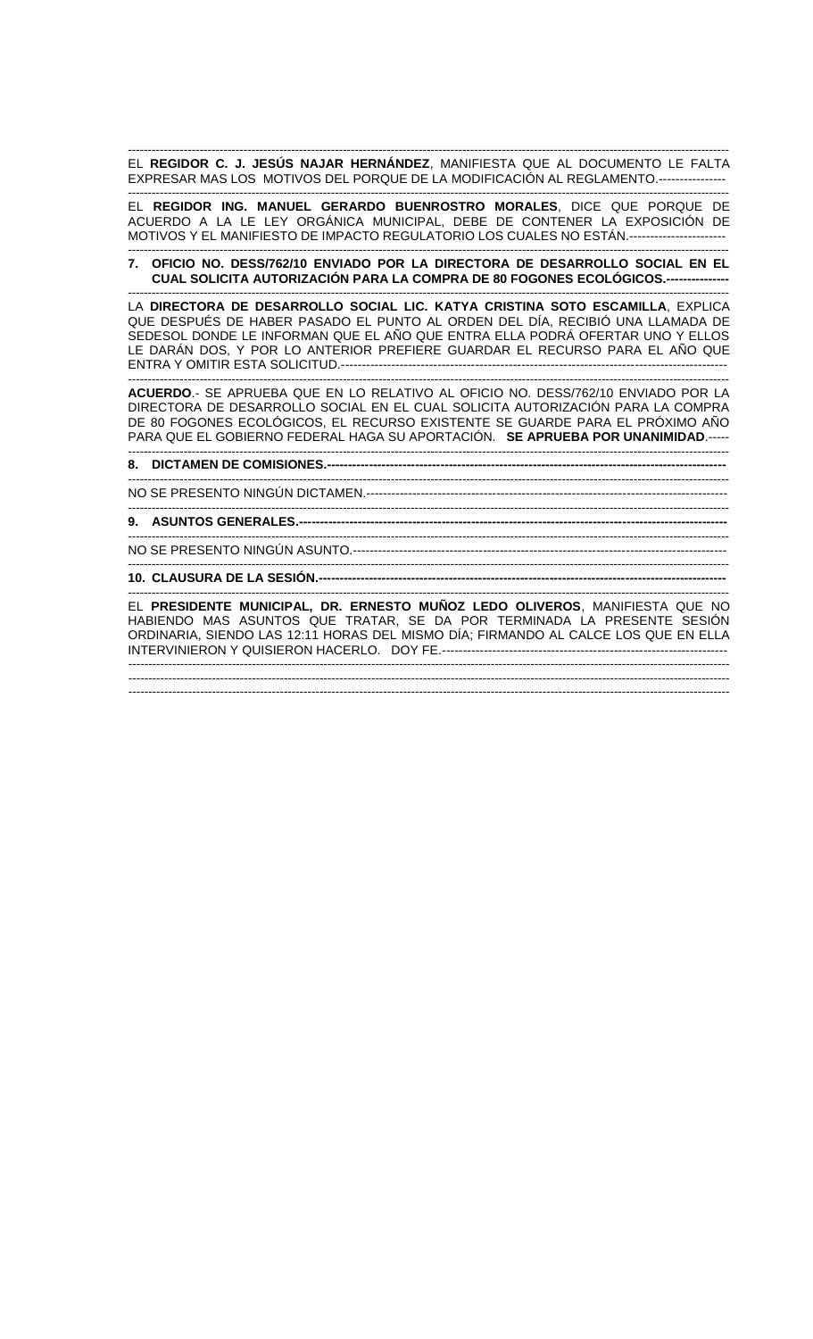EL **REGIDOR C. J. JESÚS NAJAR HERNÁNDEZ**, MANIFIESTA QUE AL DOCUMENTO LE FALTA EXPRESAR MAS LOS MOTIVOS DEL PORQUE DE LA MODIFICACIÓN AL REGLAMENTO.----------------

EL **REGIDOR ING. MANUEL GERARDO BUENROSTRO MORALES**, DICE QUE PORQUE DE ACUERDO A LA LE LEY ORGÁNICA MUNICIPAL, DEBE DE CONTENER LA EXPOSICIÓN DE MOTIVOS Y EL MANIFIESTO DE IMPACTO REGULATORIO LOS CUALES NO ESTÁN.-----------------------

**7. OFICIO NO. DESS/762/10 ENVIADO POR LA DIRECTORA DE DESARROLLO SOCIAL EN EL CUAL SOLICITA AUTORIZACIÓN PARA LA COMPRA DE 80 FOGONES ECOLÓGICOS.---------------**

LA **DIRECTORA DE DESARROLLO SOCIAL LIC. KATYA CRISTINA SOTO ESCAMILLA**, EXPLICA QUE DESPUÉS DE HABER PASADO EL PUNTO AL ORDEN DEL DÍA, RECIBIÓ UNA LLAMADA DE SEDESOL DONDE LE INFORMAN QUE EL AÑO QUE ENTRA ELLA PODRÁ OFERTAR UNO Y ELLOS LE DARÁN DOS, Y POR LO ANTERIOR PREFIERE GUARDAR EL RECURSO PARA EL AÑO QUE ENTRA Y OMITIR ESTA SOLICITUD.----------------------------------------------------------------------------------------

**ACUERDO**.- SE APRUEBA QUE EN LO RELATIVO AL OFICIO NO. DESS/762/10 ENVIADO POR LA DIRECTORA DE DESARROLLO SOCIAL EN EL CUAL SOLICITA AUTORIZACIÓN PARA LA COMPRA DE 80 FOGONES ECOLÓGICOS, EL RECURSO EXISTENTE SE GUARDE PARA EL PRÓXIMO AÑO PARA QUE EL GOBIERNO FEDERAL HAGA SU APORTACIÓN. **SE APRUEBA POR UNANIMIDAD**.-----

**8. DICTAMEN DE COMISIONES.------------------------------------------------------------------------------------------**

NO SE PRESENTO NINGÚN DICTAMEN.----------------------------------------------------------------------------------

**9. ASUNTOS GENERALES.--------------------------------------------------------------------------------------------------**

NO SE PRESENTO NINGÚN ASUNTO.---------------------------------------------------------------------------------------

**10. CLAUSURA DE LA SESIÓN.----------------------------------------------------------------------------------------------**

EL **PRESIDENTE MUNICIPAL, DR. ERNESTO MUÑOZ LEDO OLIVEROS**, MANIFIESTA QUE NO HABIENDO MAS ASUNTOS QUE TRATAR, SE DA POR TERMINADA LA PRESENTE SESIÓN ORDINARIA, SIENDO LAS 12:11 HORAS DEL MISMO DÍA; FIRMANDO AL CALCE LOS QUE EN ELLA INTERVINIERON Y QUISIERON HACERLO. DOY FE.-------------------------------------------------------------------